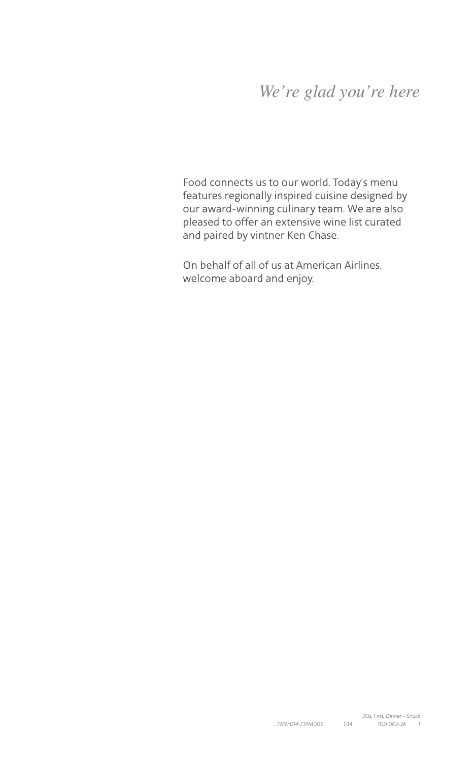# *We're glad you're here*

Food connects us to our world. Today's menu features regionally inspired cuisine designed by our award-winning culinary team. We are also pleased to offer an extensive wine list curated and paired by vintner Ken Chase.

On behalf of all of us at American Airlines, welcome aboard and enjoy.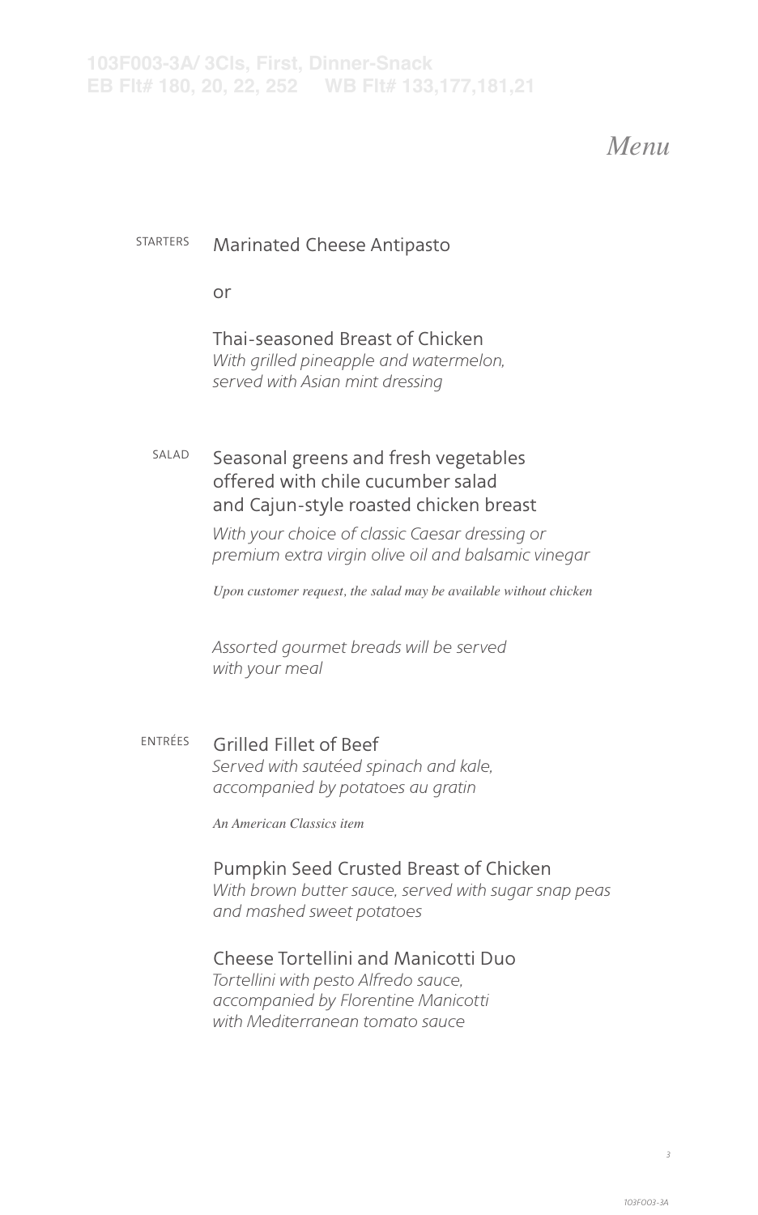103F003-3A/ 3Cls, First, Dinner-Snack
EB Flt# 180, 20, 22, 252    WB Flt# 133,177,181,21

# *Menu*

STARTERS

Marinated Cheese Antipasto

or

Thai-seasoned Breast of Chicken
*With grilled pineapple and watermelon, served with Asian mint dressing*

SALAD

Seasonal greens and fresh vegetables offered with chile cucumber salad and Cajun-style roasted chicken breast

*With your choice of classic Caesar dressing or premium extra virgin olive oil and balsamic vinegar*

*Upon customer request, the salad may be available without chicken*

*Assorted gourmet breads will be served with your meal*

ENTRÉES

Grilled Fillet of Beef
*Served with sautéed spinach and kale, accompanied by potatoes au gratin*

*An American Classics item*

Pumpkin Seed Crusted Breast of Chicken
*With brown butter sauce, served with sugar snap peas and mashed sweet potatoes*

Cheese Tortellini and Manicotti Duo
*Tortellini with pesto Alfredo sauce, accompanied by Florentine Manicotti with Mediterranean tomato sauce*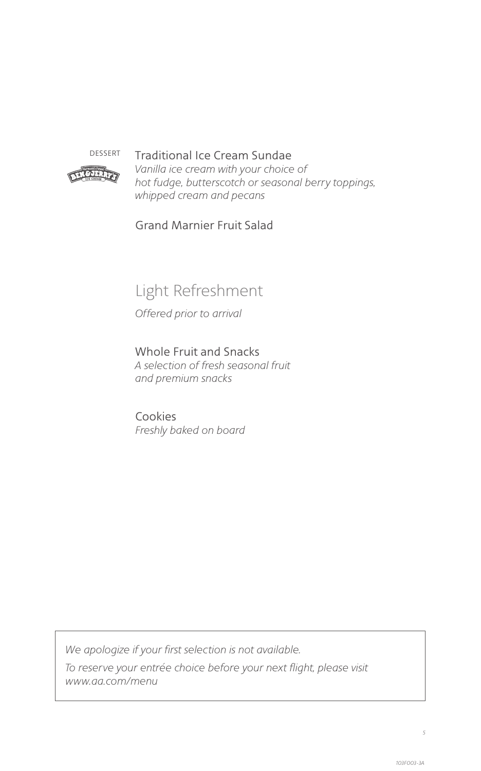DESSERT

Traditional Ice Cream Sundae
*Vanilla ice cream with your choice of hot fudge, butterscotch or seasonal berry toppings, whipped cream and pecans*

Grand Marnier Fruit Salad

## Light Refreshment

*Offered prior to arrival*

Whole Fruit and Snacks
*A selection of fresh seasonal fruit and premium snacks*

Cookies
*Freshly baked on board*

*We apologize if your first selection is not available.*

*To reserve your entrée choice before your next flight, please visit www.aa.com/menu*

103F003-3A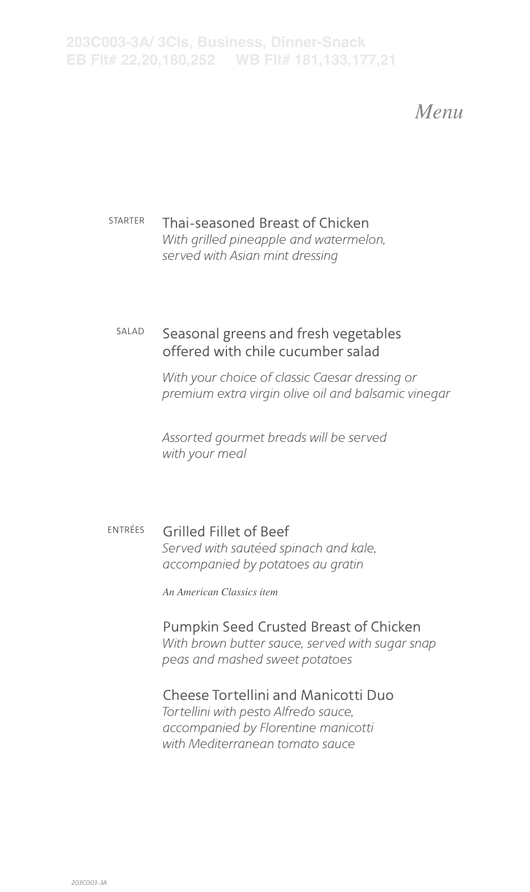203C003-3A/ 3Cls, Business, Dinner-Snack
EB Flt# 22,20,180,252 WB Flt# 181,133,177,21

# *Menu*

STARTER

Thai-seasoned Breast of Chicken
*With grilled pineapple and watermelon, served with Asian mint dressing*

SALAD

Seasonal greens and fresh vegetables offered with chile cucumber salad

*With your choice of classic Caesar dressing or premium extra virgin olive oil and balsamic vinegar*

*Assorted gourmet breads will be served with your meal*

ENTRÉES

Grilled Fillet of Beef
*Served with sautéed spinach and kale, accompanied by potatoes au gratin*

*An American Classics item*

Pumpkin Seed Crusted Breast of Chicken
*With brown butter sauce, served with sugar snap peas and mashed sweet potatoes*

Cheese Tortellini and Manicotti Duo
*Tortellini with pesto Alfredo sauce, accompanied by Florentine manicotti with Mediterranean tomato sauce*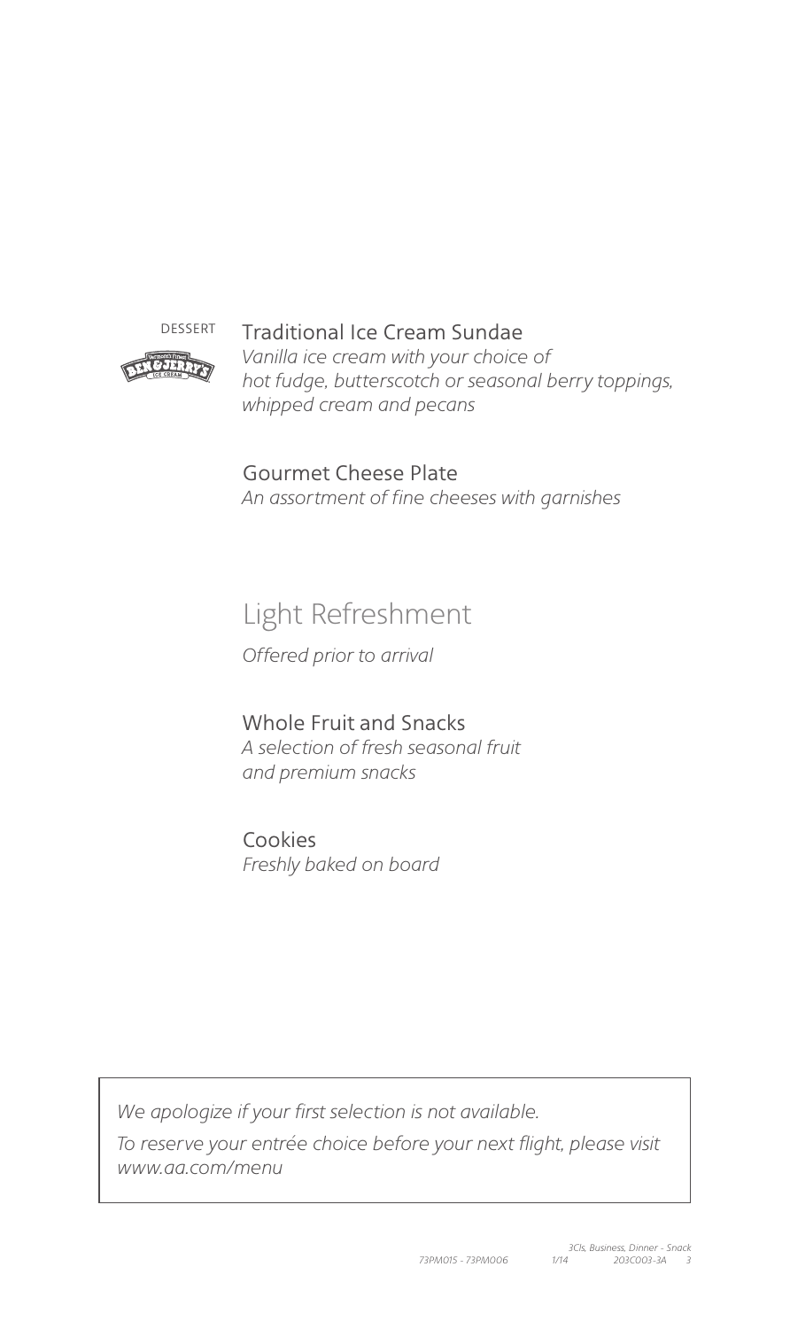DESSERT

Traditional Ice Cream Sundae
*Vanilla ice cream with your choice of hot fudge, butterscotch or seasonal berry toppings, whipped cream and pecans*

Gourmet Cheese Plate
*An assortment of fine cheeses with garnishes*

## Light Refreshment

*Offered prior to arrival*

Whole Fruit and Snacks
*A selection of fresh seasonal fruit and premium snacks*

Cookies
*Freshly baked on board*

*We apologize if your first selection is not available.*

*To reserve your entrée choice before your next flight, please visit www.aa.com/menu*

*73PM015 - 73PM006 1/14 3Cls, Business, Dinner - Snack 203C003-3A*